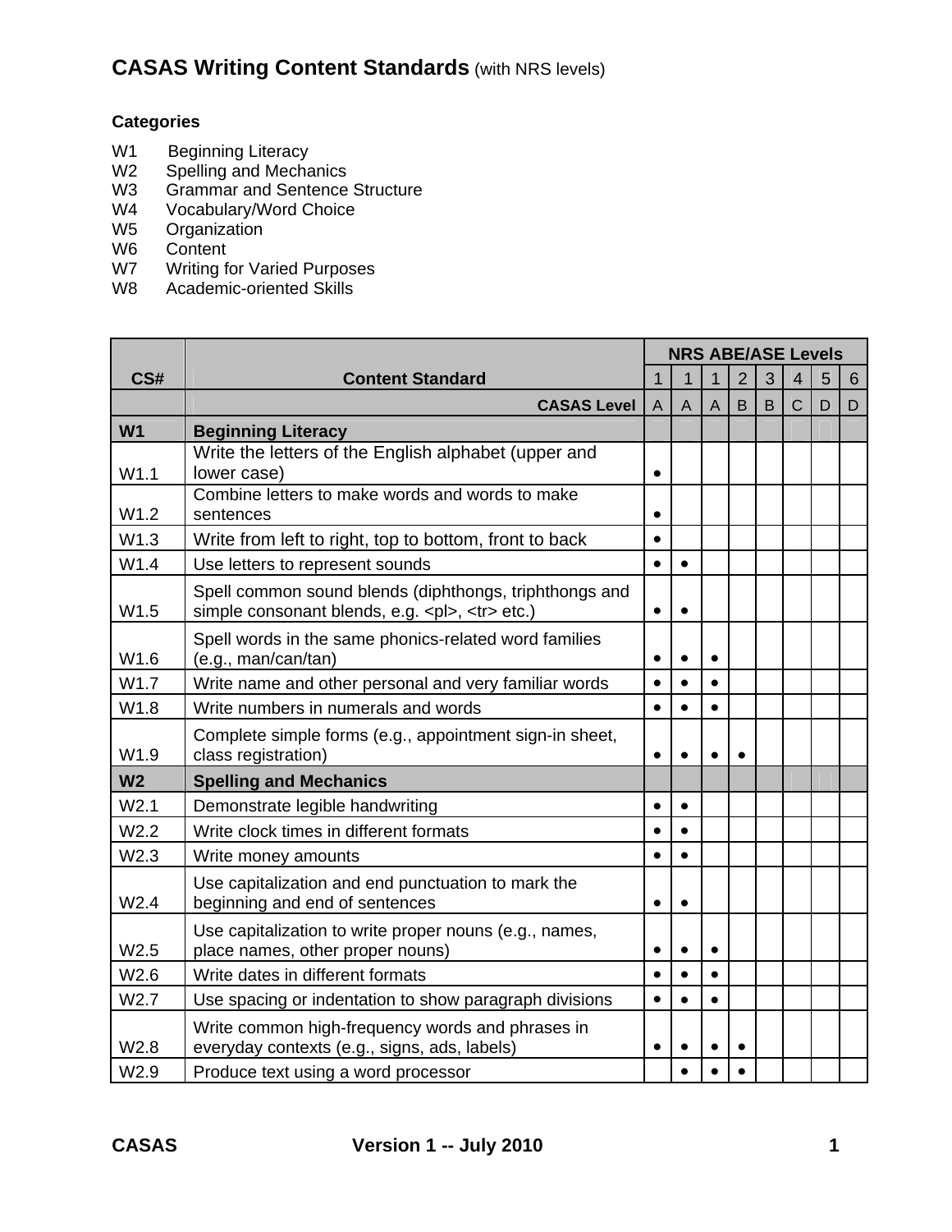# CASAS Writing Content Standards (with NRS levels)

**Categories**

W1 Beginning Literacy
W2 Spelling and Mechanics
W3 Grammar and Sentence Structure
W4 Vocabulary/Word Choice
W5 Organization
W6 Content
W7 Writing for Varied Purposes
W8 Academic-oriented Skills

| CS# | Content Standard | NRS ABE/ASE Levels | | | | | | | |
|---|---|---|---|---|---|---|---|---|---|
| | | 1 | 1 | 1 | 2 | 3 | 4 | 5 | 6 |
| | **CASAS Level** | A | A | A | B | B | C | D | D |
| **W1** | **Beginning Literacy** | | | | | | | | |
| W1.1 | Write the letters of the English alphabet (upper and lower case) | • | | | | | | | |
| W1.2 | Combine letters to make words and words to make sentences | • | | | | | | | |
| W1.3 | Write from left to right, top to bottom, front to back | • | | | | | | | |
| W1.4 | Use letters to represent sounds | • | • | | | | | | |
| W1.5 | Spell common sound blends (diphthongs, triphthongs and simple consonant blends, e.g. <pl>, <tr> etc.) | • | • | | | | | | |
| W1.6 | Spell words in the same phonics-related word families (e.g., man/can/tan) | • | • | • | | | | | |
| W1.7 | Write name and other personal and very familiar words | • | • | • | | | | | |
| W1.8 | Write numbers in numerals and words | • | • | • | | | | | |
| W1.9 | Complete simple forms (e.g., appointment sign-in sheet, class registration) | • | • | • | • | | | | |
| **W2** | **Spelling and Mechanics** | | | | | | | | |
| W2.1 | Demonstrate legible handwriting | • | • | | | | | | |
| W2.2 | Write clock times in different formats | • | • | | | | | | |
| W2.3 | Write money amounts | • | • | | | | | | |
| W2.4 | Use capitalization and end punctuation to mark the beginning and end of sentences | • | • | | | | | | |
| W2.5 | Use capitalization to write proper nouns (e.g., names, place names, other proper nouns) | • | • | • | | | | | |
| W2.6 | Write dates in different formats | • | • | • | | | | | |
| W2.7 | Use spacing or indentation to show paragraph divisions | • | • | • | | | | | |
| W2.8 | Write common high-frequency words and phrases in everyday contexts (e.g., signs, ads, labels) | • | • | • | • | | | | |
| W2.9 | Produce text using a word processor | | • | • | • | | | | |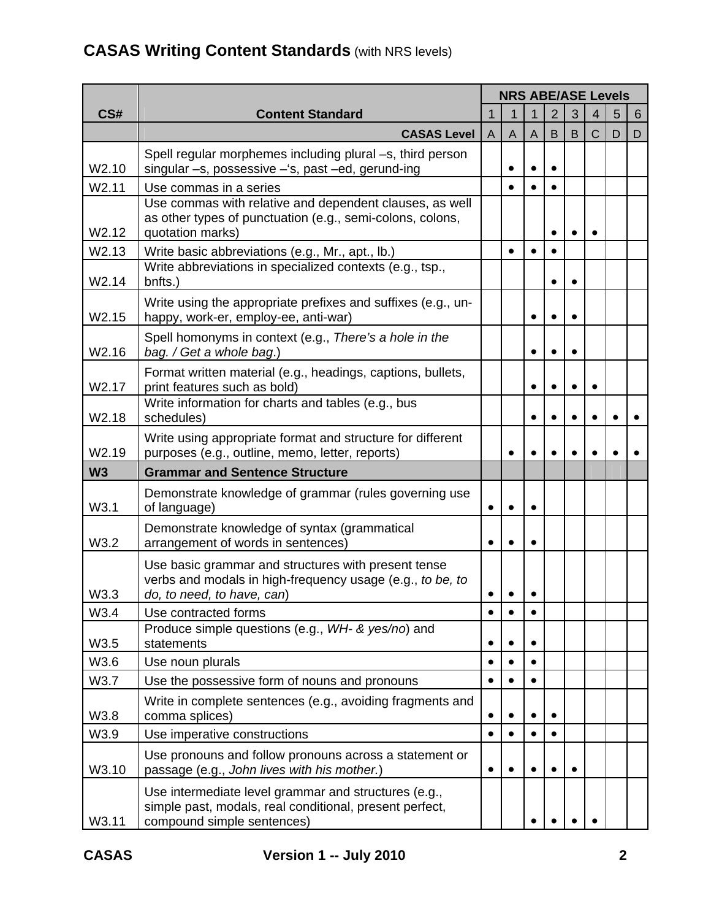## CASAS Writing Content Standards (with NRS levels)

| CS# | Content Standard | NRS ABE/ASE Levels | | | | | | | |
|---|---|---|---|---|---|---|---|---|---|
| | | 1 | 1 | 1 | 2 | 3 | 4 | 5 | 6 |
| | **CASAS Level** | A | A | A | B | B | C | D | D |
| W2.10 | Spell regular morphemes including plural –s, third person singular –s, possessive –'s, past –ed, gerund-ing | | • | • | • | | | | |
| W2.11 | Use commas in a series | | • | • | • | | | | |
| W2.12 | Use commas with relative and dependent clauses, as well as other types of punctuation (e.g., semi-colons, colons, quotation marks) | | | | • | • | • | | |
| W2.13 | Write basic abbreviations (e.g., Mr., apt., lb.) | | • | • | • | | | | |
| W2.14 | Write abbreviations in specialized contexts (e.g., tsp., bnfts.) | | | | • | • | | | |
| W2.15 | Write using the appropriate prefixes and suffixes (e.g., un-happy, work-er, employ-ee, anti-war) | | | • | • | • | | | |
| W2.16 | Spell homonyms in context (e.g., *There's a hole in the bag. / Get a whole bag.*) | | | • | • | • | | | |
| W2.17 | Format written material (e.g., headings, captions, bullets, print features such as bold) | | | • | • | • | • | | |
| W2.18 | Write information for charts and tables (e.g., bus schedules) | | | • | • | • | • | • | • |
| W2.19 | Write using appropriate format and structure for different purposes (e.g., outline, memo, letter, reports) | | • | • | • | • | • | • | • |
| **W3** | **Grammar and Sentence Structure** | | | | | | | | |
| W3.1 | Demonstrate knowledge of grammar (rules governing use of language) | • | • | • | | | | | |
| W3.2 | Demonstrate knowledge of syntax (grammatical arrangement of words in sentences) | • | • | • | | | | | |
| W3.3 | Use basic grammar and structures with present tense verbs and modals in high-frequency usage (e.g., *to be, to do, to need, to have, can*) | • | • | • | | | | | |
| W3.4 | Use contracted forms | • | • | • | | | | | |
| W3.5 | Produce simple questions (e.g., *WH- & yes/no*) and statements | • | • | • | | | | | |
| W3.6 | Use noun plurals | • | • | • | | | | | |
| W3.7 | Use the possessive form of nouns and pronouns | • | • | • | | | | | |
| W3.8 | Write in complete sentences (e.g., avoiding fragments and comma splices) | • | • | • | • | | | | |
| W3.9 | Use imperative constructions | • | • | • | • | | | | |
| W3.10 | Use pronouns and follow pronouns across a statement or passage (e.g., *John lives with his mother.*) | • | • | • | • | • | | | |
| W3.11 | Use intermediate level grammar and structures (e.g., simple past, modals, real conditional, present perfect, compound simple sentences) | | | • | • | • | • | | |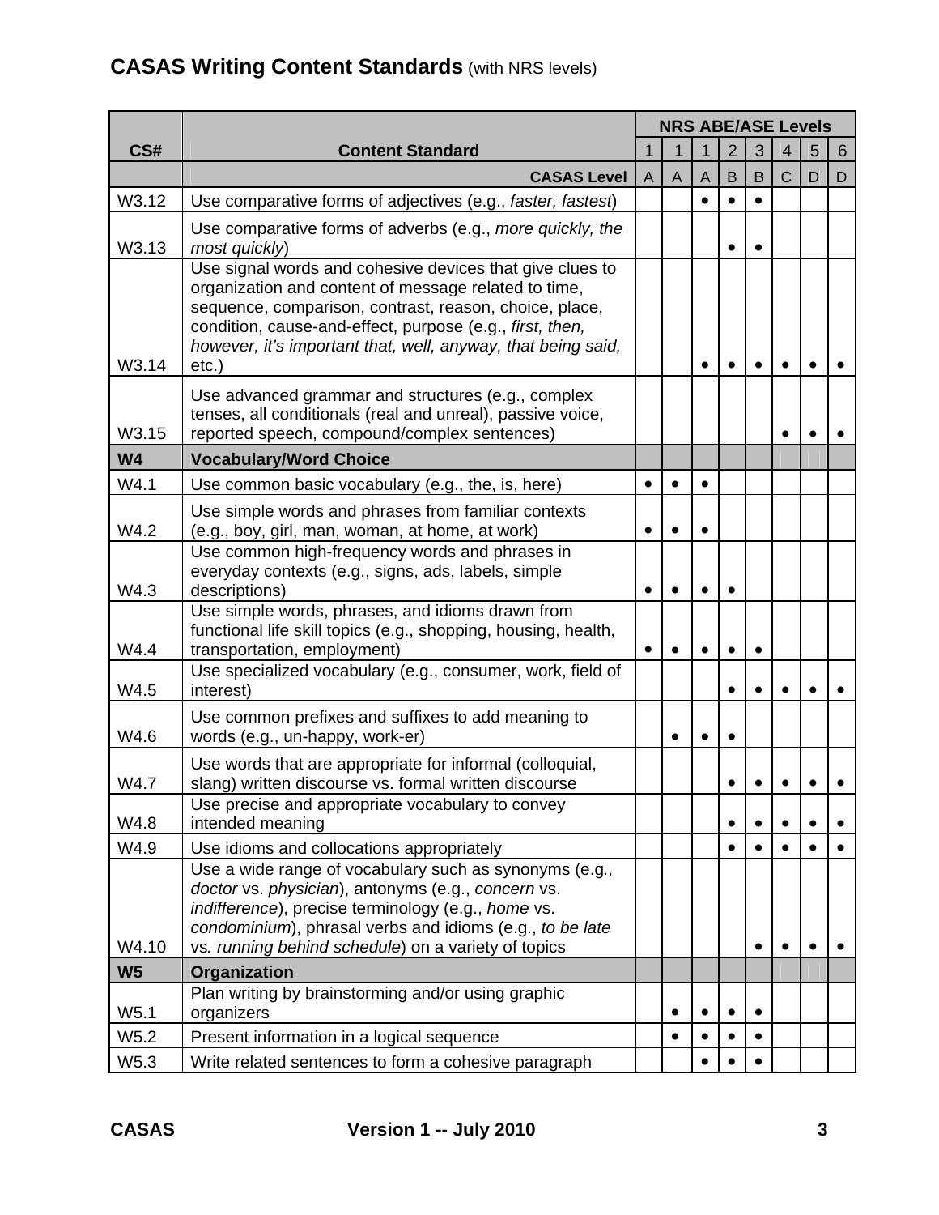## CASAS Writing Content Standards (with NRS levels)

| CS# | Content Standard | NRS ABE/ASE Levels | | | | | | | |
|---|---|---|---|---|---|---|---|---|---|
| | | 1 | 1 | 1 | 2 | 3 | 4 | 5 | 6 |
| | **CASAS Level** | A | A | A | B | B | C | D | D |
| W3.12 | Use comparative forms of adjectives (e.g., *faster, fastest*) | | | • | • | • | | | |
| W3.13 | Use comparative forms of adverbs (e.g., *more quickly, the most quickly*) | | | | • | • | | | |
| W3.14 | Use signal words and cohesive devices that give clues to organization and content of message related to time, sequence, comparison, contrast, reason, choice, place, condition, cause-and-effect, purpose (e.g., *first, then, however, it's important that, well, anyway, that being said,* etc.) | | | • | • | • | • | • | • |
| W3.15 | Use advanced grammar and structures (e.g., complex tenses, all conditionals (real and unreal), passive voice, reported speech, compound/complex sentences) | | | | | | • | • | • |
| **W4** | **Vocabulary/Word Choice** | | | | | | | | |
| W4.1 | Use common basic vocabulary (e.g., the, is, here) | • | • | • | | | | | |
| W4.2 | Use simple words and phrases from familiar contexts (e.g., boy, girl, man, woman, at home, at work) | • | • | • | | | | | |
| W4.3 | Use common high-frequency words and phrases in everyday contexts (e.g., signs, ads, labels, simple descriptions) | • | • | • | • | | | | |
| W4.4 | Use simple words, phrases, and idioms drawn from functional life skill topics (e.g., shopping, housing, health, transportation, employment) | • | • | • | • | • | | | |
| W4.5 | Use specialized vocabulary (e.g., consumer, work, field of interest) | | | | • | • | • | • | • |
| W4.6 | Use common prefixes and suffixes to add meaning to words (e.g., un-happy, work-er) | | • | • | • | | | | |
| W4.7 | Use words that are appropriate for informal (colloquial, slang) written discourse vs. formal written discourse | | | | • | • | • | • | • |
| W4.8 | Use precise and appropriate vocabulary to convey intended meaning | | | | • | • | • | • | • |
| W4.9 | Use idioms and collocations appropriately | | | | • | • | • | • | • |
| W4.10 | Use a wide range of vocabulary such as synonyms (e.g., *doctor* vs. *physician*), antonyms (e.g., *concern* vs. *indifference*), precise terminology (e.g., *home* vs. *condominium*), phrasal verbs and idioms (e.g., *to be late* vs*. running behind schedule*) on a variety of topics | | | | | • | • | • | • |
| **W5** | **Organization** | | | | | | | | |
| W5.1 | Plan writing by brainstorming and/or using graphic organizers | | • | • | • | • | | | |
| W5.2 | Present information in a logical sequence | | • | • | • | • | | | |
| W5.3 | Write related sentences to form a cohesive paragraph | | | • | • | • | | | |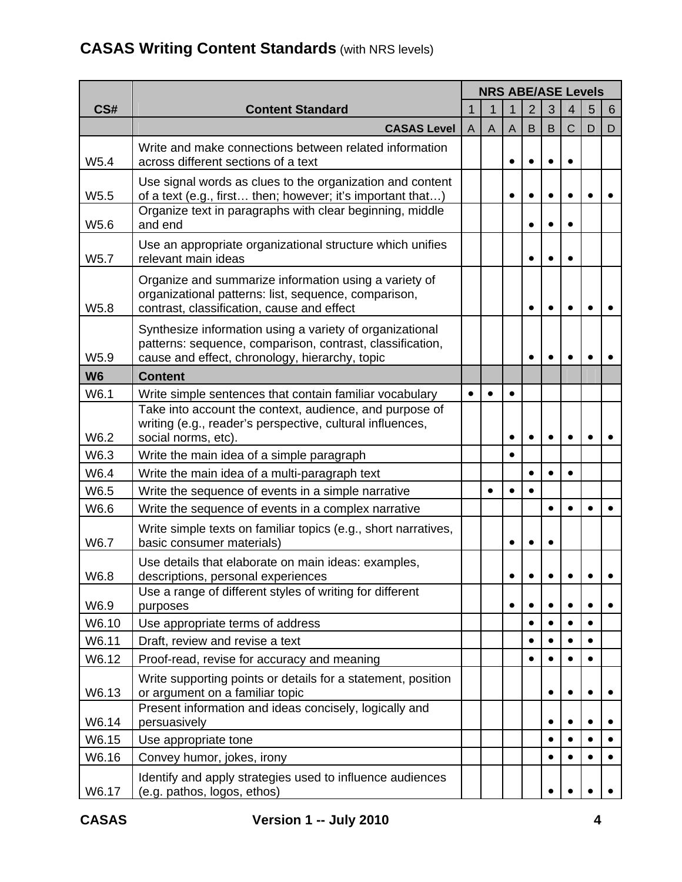# CASAS Writing Content Standards (with NRS levels)

| CS# | Content Standard | NRS ABE/ASE Levels | | | | | | | |
|---|---|---|---|---|---|---|---|---|---|
| | | 1 | 1 | 1 | 2 | 3 | 4 | 5 | 6 |
| | CASAS Level | A | A | A | B | B | C | D | D |
| W5.4 | Write and make connections between related information across different sections of a text | | | • | • | • | • | | |
| W5.5 | Use signal words as clues to the organization and content of a text (e.g., first… then; however; it's important that…) | | | • | • | • | • | • | • |
| W5.6 | Organize text in paragraphs with clear beginning, middle and end | | | | • | • | • | | |
| W5.7 | Use an appropriate organizational structure which unifies relevant main ideas | | | | • | • | • | | |
| W5.8 | Organize and summarize information using a variety of organizational patterns: list, sequence, comparison, contrast, classification, cause and effect | | | | • | • | • | • | • |
| W5.9 | Synthesize information using a variety of organizational patterns: sequence, comparison, contrast, classification, cause and effect, chronology, hierarchy, topic | | | | • | • | • | • | • |
| **W6** | **Content** | | | | | | | | |
| W6.1 | Write simple sentences that contain familiar vocabulary | • | • | • | | | | | |
| W6.2 | Take into account the context, audience, and purpose of writing (e.g., reader's perspective, cultural influences, social norms, etc). | | | • | • | • | • | • | • |
| W6.3 | Write the main idea of a simple paragraph | | | • | | | | | |
| W6.4 | Write the main idea of a multi-paragraph text | | | | • | • | • | | |
| W6.5 | Write the sequence of events in a simple narrative | | • | • | • | | | | |
| W6.6 | Write the sequence of events in a complex narrative | | | | | • | • | • | • |
| W6.7 | Write simple texts on familiar topics (e.g., short narratives, basic consumer materials) | | | • | • | • | | | |
| W6.8 | Use details that elaborate on main ideas: examples, descriptions, personal experiences | | | • | • | • | • | • | • |
| W6.9 | Use a range of different styles of writing for different purposes | | | • | • | • | • | • | • |
| W6.10 | Use appropriate terms of address | | | | • | • | • | • | |
| W6.11 | Draft, review and revise a text | | | | • | • | • | • | |
| W6.12 | Proof-read, revise for accuracy and meaning | | | | • | • | • | • | |
| W6.13 | Write supporting points or details for a statement, position or argument on a familiar topic | | | | | • | • | • | • |
| W6.14 | Present information and ideas concisely, logically and persuasively | | | | | • | • | • | • |
| W6.15 | Use appropriate tone | | | | | • | • | • | • |
| W6.16 | Convey humor, jokes, irony | | | | | • | • | • | • |
| W6.17 | Identify and apply strategies used to influence audiences (e.g. pathos, logos, ethos) | | | | | • | • | • | • |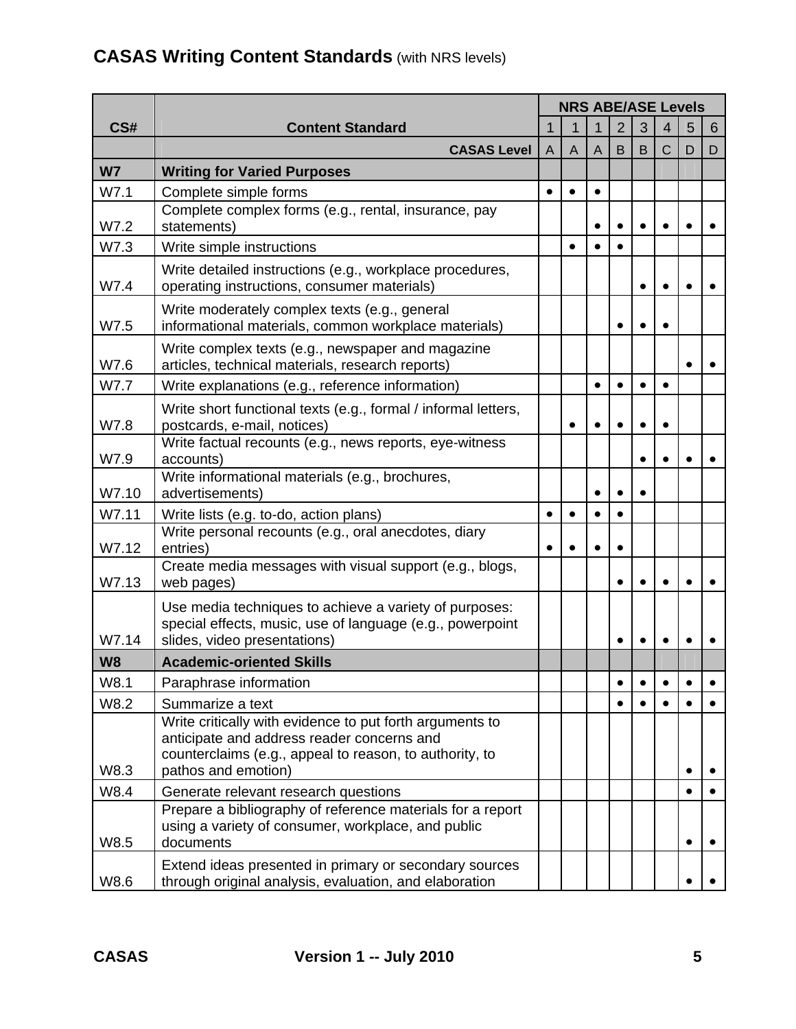## CASAS Writing Content Standards (with NRS levels)

| CS# | Content Standard | NRS ABE/ASE Levels | | | | | | | |
|---|---|---|---|---|---|---|---|---|---|
| | | 1 | 1 | 1 | 2 | 3 | 4 | 5 | 6 |
| | CASAS Level | A | A | A | B | B | C | D | D |
| **W7** | **Writing for Varied Purposes** | | | | | | | | |
| W7.1 | Complete simple forms | • | • | • | | | | | |
| W7.2 | Complete complex forms (e.g., rental, insurance, pay statements) | | | • | • | • | • | • | • |
| W7.3 | Write simple instructions | | • | • | • | | | | |
| W7.4 | Write detailed instructions (e.g., workplace procedures, operating instructions, consumer materials) | | | | | • | • | • | • |
| W7.5 | Write moderately complex texts (e.g., general informational materials, common workplace materials) | | | | • | • | • | | |
| W7.6 | Write complex texts (e.g., newspaper and magazine articles, technical materials, research reports) | | | | | | | • | • |
| W7.7 | Write explanations (e.g., reference information) | | | • | • | • | • | | |
| W7.8 | Write short functional texts (e.g., formal / informal letters, postcards, e-mail, notices) | | • | • | • | • | • | | |
| W7.9 | Write factual recounts (e.g., news reports, eye-witness accounts) | | | | | • | • | • | • |
| W7.10 | Write informational materials (e.g., brochures, advertisements) | | | • | • | • | | | |
| W7.11 | Write lists (e.g. to-do, action plans) | • | • | • | • | | | | |
| W7.12 | Write personal recounts (e.g., oral anecdotes, diary entries) | • | • | • | • | | | | |
| W7.13 | Create media messages with visual support (e.g., blogs, web pages) | | | | • | • | • | • | • |
| W7.14 | Use media techniques to achieve a variety of purposes: special effects, music, use of language (e.g., powerpoint slides, video presentations) | | | | • | • | • | • | • |
| **W8** | **Academic-oriented Skills** | | | | | | | | |
| W8.1 | Paraphrase information | | | | • | • | • | • | • |
| W8.2 | Summarize a text | | | | • | • | • | • | • |
| W8.3 | Write critically with evidence to put forth arguments to anticipate and address reader concerns and counterclaims (e.g., appeal to reason, to authority, to pathos and emotion) | | | | | | | • | • |
| W8.4 | Generate relevant research questions | | | | | | | • | • |
| W8.5 | Prepare a bibliography of reference materials for a report using a variety of consumer, workplace, and public documents | | | | | | | • | • |
| W8.6 | Extend ideas presented in primary or secondary sources through original analysis, evaluation, and elaboration | | | | | | | • | • |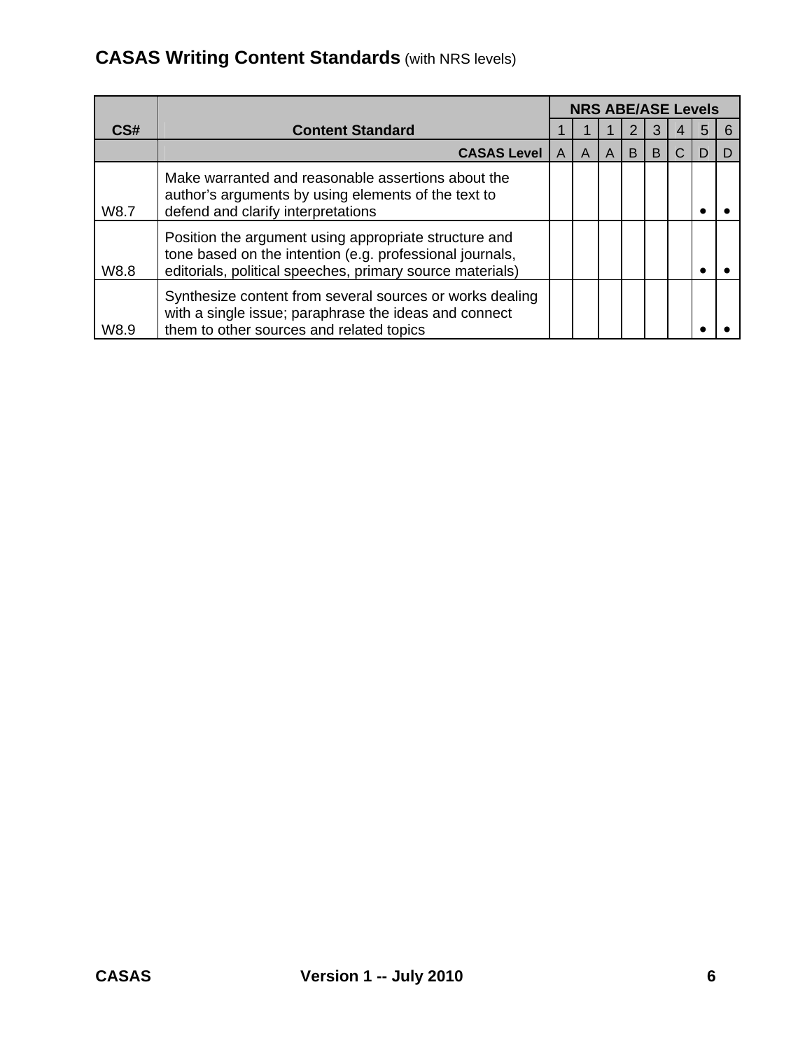## CASAS Writing Content Standards (with NRS levels)

| CS# | Content Standard | NRS ABE/ASE Levels | | | | | | | |
|---|---|---|---|---|---|---|---|---|---|
| | | 1 | 1 | 1 | 2 | 3 | 4 | 5 | 6 |
| | CASAS Level | A | A | A | B | B | C | D | D |
| W8.7 | Make warranted and reasonable assertions about the author's arguments by using elements of the text to defend and clarify interpretations | | | | | | | • | • |
| W8.8 | Position the argument using appropriate structure and tone based on the intention (e.g. professional journals, editorials, political speeches, primary source materials) | | | | | | | • | • |
| W8.9 | Synthesize content from several sources or works dealing with a single issue; paraphrase the ideas and connect them to other sources and related topics | | | | | | | • | • |